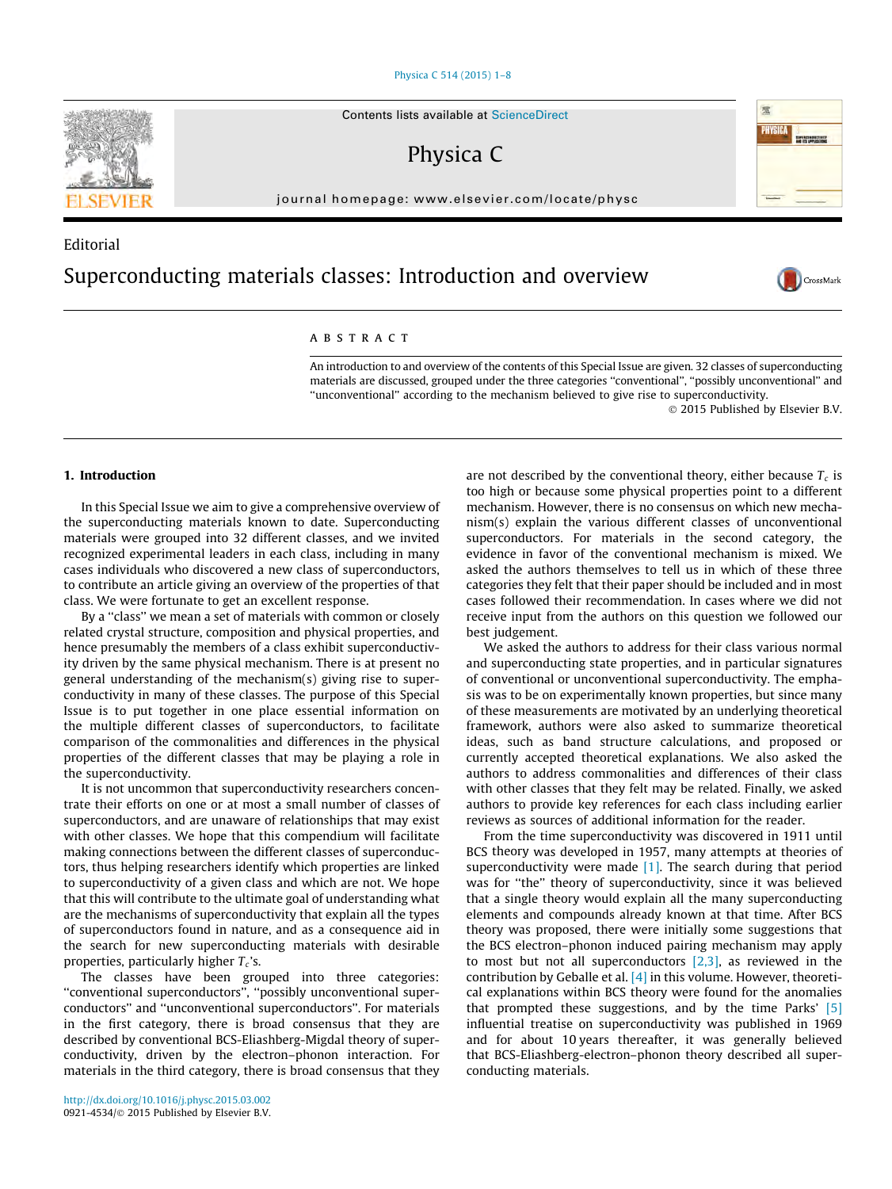Editorial

# Superconducting materials classes: Introduction and overview

## ABSTRACT

An introduction to and overview of the contents of this Special Issue are given. 32 classes of superconducting materials are discussed, grouped under the three categories "conventional", "possibly unconventional" and "unconventional" according to the mechanism believed to give rise to superconductivity.

© 2015 Published by Elsevier B.V.

## 1. Introduction

In this Special Issue we aim to give a comprehensive overview of the superconducting materials known to date. Superconducting materials were grouped into 32 different classes, and we invited recognized experimental leaders in each class, including in many cases individuals who discovered a new class of superconductors, to contribute an article giving an overview of the properties of that class. We were fortunate to get an excellent response.

By a "class" we mean a set of materials with common or closely related crystal structure, composition and physical properties, and hence presumably the members of a class exhibit superconductivity driven by the same physical mechanism. There is at present no general understanding of the mechanism(s) giving rise to superconductivity in many of these classes. The purpose of this Special Issue is to put together in one place essential information on the multiple different classes of superconductors, to facilitate comparison of the commonalities and differences in the physical properties of the different classes that may be playing a role in the superconductivity.

It is not uncommon that superconductivity researchers concentrate their efforts on one or at most a small number of classes of superconductors, and are unaware of relationships that may exist with other classes. We hope that this compendium will facilitate making connections between the different classes of superconductors, thus helping researchers identify which properties are linked to superconductivity of a given class and which are not. We hope that this will contribute to the ultimate goal of understanding what are the mechanisms of superconductivity that explain all the types of superconductors found in nature, and as a consequence aid in the search for new superconducting materials with desirable properties, particularly higher $T_c$'s.

The classes have been grouped into three categories: "conventional superconductors", "possibly unconventional superconductors" and "unconventional superconductors". For materials in the first category, there is broad consensus that they are described by conventional BCS-Eliashberg-Migdal theory of superconductivity, driven by the electron–phonon interaction. For materials in the third category, there is broad consensus that they are not described by the conventional theory, either because $T_c$ is too high or because some physical properties point to a different mechanism. However, there is no consensus on which new mechanism(s) explain the various different classes of unconventional superconductors. For materials in the second category, the evidence in favor of the conventional mechanism is mixed. We asked the authors themselves to tell us in which of these three categories they felt that their paper should be included and in most cases followed their recommendation. In cases where we did not receive input from the authors on this question we followed our best judgement.

We asked the authors to address for their class various normal and superconducting state properties, and in particular signatures of conventional or unconventional superconductivity. The emphasis was to be on experimentally known properties, but since many of these measurements are motivated by an underlying theoretical framework, authors were also asked to summarize theoretical ideas, such as band structure calculations, and proposed or currently accepted theoretical explanations. We also asked the authors to address commonalities and differences of their class with other classes that they felt may be related. Finally, we asked authors to provide key references for each class including earlier reviews as sources of additional information for the reader.

From the time superconductivity was discovered in 1911 until BCS theory was developed in 1957, many attempts at theories of superconductivity were made [1]. The search during that period was for "the" theory of superconductivity, since it was believed that a single theory would explain all the many superconducting elements and compounds already known at that time. After BCS theory was proposed, there were initially some suggestions that the BCS electron–phonon induced pairing mechanism may apply to most but not all superconductors [2,3], as reviewed in the contribution by Geballe et al. [4] in this volume. However, theoretical explanations within BCS theory were found for the anomalies that prompted these suggestions, and by the time Parks' [5] influential treatise on superconductivity was published in 1969 and for about 10 years thereafter, it was generally believed that BCS-Eliashberg-electron–phonon theory described all superconducting materials.

http://dx.doi.org/10.1016/j.physc.2015.03.002
0921-4534/© 2015 Published by Elsevier B.V.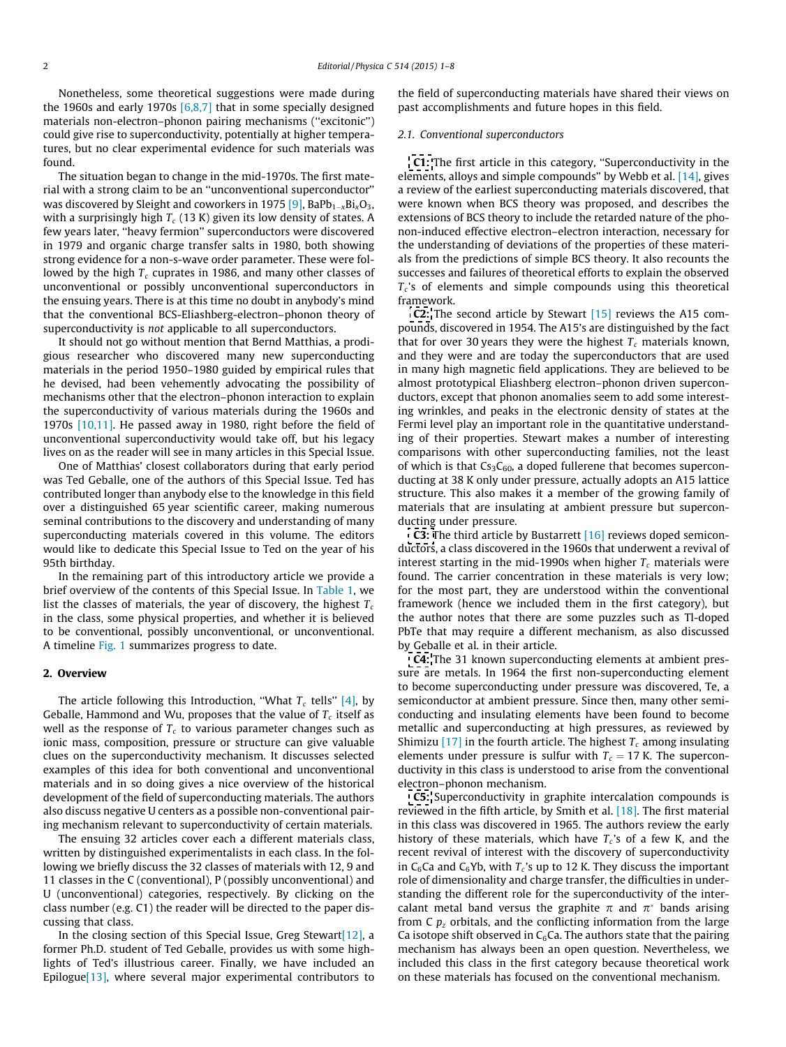Nonetheless, some theoretical suggestions were made during the 1960s and early 1970s [6,8,7] that in some specially designed materials non-electron–phonon pairing mechanisms ("excitonic") could give rise to superconductivity, potentially at higher temperatures, but no clear experimental evidence for such materials was found.

The situation began to change in the mid-1970s. The first material with a strong claim to be an "unconventional superconductor" was discovered by Sleight and coworkers in 1975 [9], $BaPb_{1-x}Bi_xO_3$, with a surprisingly high $T_c$ (13 K) given its low density of states. A few years later, "heavy fermion" superconductors were discovered in 1979 and organic charge transfer salts in 1980, both showing strong evidence for a non-s-wave order parameter. These were followed by the high $T_c$ cuprates in 1986, and many other classes of unconventional or possibly unconventional superconductors in the ensuing years. There is at this time no doubt in anybody's mind that the conventional BCS-Eliashberg-electron–phonon theory of superconductivity is *not* applicable to all superconductors.

It should not go without mention that Bernd Matthias, a prodigious researcher who discovered many new superconducting materials in the period 1950–1980 guided by empirical rules that he devised, had been vehemently advocating the possibility of mechanisms other that the electron–phonon interaction to explain the superconductivity of various materials during the 1960s and 1970s [10,11]. He passed away in 1980, right before the field of unconventional superconductivity would take off, but his legacy lives on as the reader will see in many articles in this Special Issue.

One of Matthias' closest collaborators during that early period was Ted Geballe, one of the authors of this Special Issue. Ted has contributed longer than anybody else to the knowledge in this field over a distinguished 65 year scientific career, making numerous seminal contributions to the discovery and understanding of many superconducting materials covered in this volume. The editors would like to dedicate this Special Issue to Ted on the year of his 95th birthday.

In the remaining part of this introductory article we provide a brief overview of the contents of this Special Issue. In Table 1, we list the classes of materials, the year of discovery, the highest $T_c$ in the class, some physical properties, and whether it is believed to be conventional, possibly unconventional, or unconventional. A timeline Fig. 1 summarizes progress to date.

## 2. Overview

The article following this Introduction, "What $T_c$ tells" [4], by Geballe, Hammond and Wu, proposes that the value of $T_c$ itself as well as the response of $T_c$ to various parameter changes such as ionic mass, composition, pressure or structure can give valuable clues on the superconductivity mechanism. It discusses selected examples of this idea for both conventional and unconventional materials and in so doing gives a nice overview of the historical development of the field of superconducting materials. The authors also discuss negative U centers as a possible non-conventional pairing mechanism relevant to superconductivity of certain materials.

The ensuing 32 articles cover each a different materials class, written by distinguished experimentalists in each class. In the following we briefly discuss the 32 classes of materials with 12, 9 and 11 classes in the C (conventional), P (possibly unconventional) and U (unconventional) categories, respectively. By clicking on the class number (e.g. C1) the reader will be directed to the paper discussing that class.

In the closing section of this Special Issue, Greg Stewart[12], a former Ph.D. student of Ted Geballe, provides us with some highlights of Ted's illustrious career. Finally, we have included an Epilogue[13], where several major experimental contributors to the field of superconducting materials have shared their views on past accomplishments and future hopes in this field.

### 2.1. Conventional superconductors

**C1:** The first article in this category, "Superconductivity in the elements, alloys and simple compounds" by Webb et al. [14], gives a review of the earliest superconducting materials discovered, that were known when BCS theory was proposed, and describes the extensions of BCS theory to include the retarded nature of the phonon-induced effective electron–electron interaction, necessary for the understanding of deviations of the properties of these materials from the predictions of simple BCS theory. It also recounts the successes and failures of theoretical efforts to explain the observed $T_c$'s of elements and simple compounds using this theoretical framework.

**C2:** The second article by Stewart [15] reviews the A15 compounds, discovered in 1954. The A15's are distinguished by the fact that for over 30 years they were the highest $T_c$ materials known, and they were and are today the superconductors that are used in many high magnetic field applications. They are believed to be almost prototypical Eliashberg electron–phonon driven superconductors, except that phonon anomalies seem to add some interesting wrinkles, and peaks in the electronic density of states at the Fermi level play an important role in the quantitative understanding of their properties. Stewart makes a number of interesting comparisons with other superconducting families, not the least of which is that $Cs_3C_{60}$, a doped fullerene that becomes superconducting at 38 K only under pressure, actually adopts an A15 lattice structure. This also makes it a member of the growing family of materials that are insulating at ambient pressure but superconducting under pressure.

**C3:** The third article by Bustarrett [16] reviews doped semiconductors, a class discovered in the 1960s that underwent a revival of interest starting in the mid-1990s when higher $T_c$ materials were found. The carrier concentration in these materials is very low; for the most part, they are understood within the conventional framework (hence we included them in the first category), but the author notes that there are some puzzles such as Tl-doped PbTe that may require a different mechanism, as also discussed by Geballe et al. in their article.

**C4:** The 31 known superconducting elements at ambient pressure are metals. In 1964 the first non-superconducting element to become superconducting under pressure was discovered, Te, a semiconductor at ambient pressure. Since then, many other semiconducting and insulating elements have been found to become metallic and superconducting at high pressures, as reviewed by Shimizu [17] in the fourth article. The highest $T_c$ among insulating elements under pressure is sulfur with $T_c = 17$ K. The superconductivity in this class is understood to arise from the conventional electron–phonon mechanism.

**C5:** Superconductivity in graphite intercalation compounds is reviewed in the fifth article, by Smith et al. [18]. The first material in this class was discovered in 1965. The authors review the early history of these materials, which have $T_c$'s of a few K, and the recent revival of interest with the discovery of superconductivity in $C_6Ca$ and $C_6Yb$, with $T_c$'s up to 12 K. They discuss the important role of dimensionality and charge transfer, the difficulties in understanding the different role for the superconductivity of the intercalant metal band versus the graphite $\pi$ and $\pi^*$ bands arising from C $p_z$ orbitals, and the conflicting information from the large Ca isotope shift observed in $C_6Ca$. The authors state that the pairing mechanism has always been an open question. Nevertheless, we included this class in the first category because theoretical work on these materials has focused on the conventional mechanism.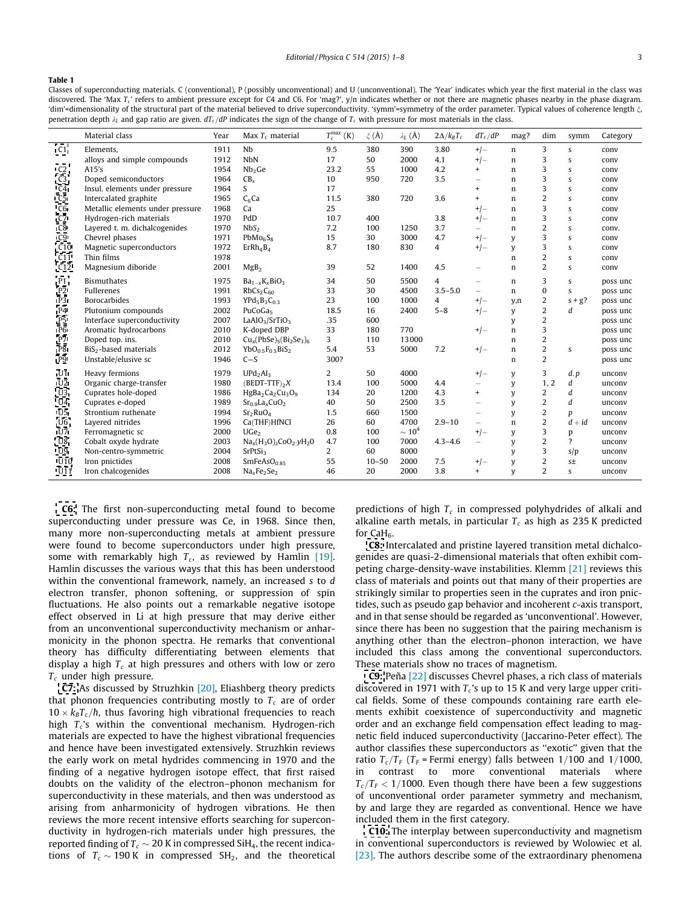**Table 1**

Classes of superconducting materials. C (conventional), P (possibly unconventional) and U (unconventional). The 'Year' indicates which year the first material in the class was discovered. The 'Max $T_c$' refers to ambient pressure except for C4 and C6. For 'mag?', y/n indicates whether or not there are magnetic phases nearby in the phase diagram. 'dim'=dimensionality of the structural part of the material believed to drive superconductivity. 'symm'=symmetry of the order parameter. Typical values of coherence length $\xi$, penetration depth $\lambda_L$ and gap ratio are given. $dT_c/dP$ indicates the sign of the change of $T_c$ with pressure for most materials in the class.

| | Material class | Year | Max $T_c$ material | $T_c^{max}$ (K) | $\xi$ (Å) | $\lambda_L$ (Å) | $2\Delta/k_BT_c$ | $dT_c/dP$ | mag? | dim | symm | Category |
|---|---|---|---|---|---|---|---|---|---|---|---|---|
| C1 | Elements, | 1911 | Nb | 9.5 | 380 | 390 | 3.80 | +/− | n | 3 | s | conv |
| | alloys and simple compounds | 1912 | NbN | 17 | 50 | 2000 | 4.1 | +/− | n | 3 | s | conv |
| C2 | A15's | 1954 | $Nb_3Ge$ | 23.2 | 55 | 1000 | 4.2 | + | n | 3 | s | conv |
| C3 | Doped semiconductors | 1964 | $CB_x$ | 10 | 950 | 720 | 3.5 | − | n | 3 | s | conv |
| C4 | Insul. elements under pressure | 1964 | S | 17 | | | | + | n | 3 | s | conv |
| C5 | Intercalated graphite | 1965 | $C_6Ca$ | 11.5 | 380 | 720 | 3.6 | + | n | 2 | s | conv |
| C6 | Metallic elements under pressure | 1968 | Ca | 25 | | | | +/− | n | 3 | s | conv |
| C7 | Hydrogen-rich materials | 1970 | PdD | 10.7 | 400 | | 3.8 | +/− | n | 3 | s | conv |
| C8 | Layered t. m. dichalcogenides | 1970 | $NbS_2$ | 7.2 | 100 | 1250 | 3.7 | − | n | 2 | s | conv. |
| C9 | Chevrel phases | 1971 | $PbMo_6S_8$ | 15 | 30 | 3000 | 4.7 | +/− | y | 3 | s | conv |
| C10 | Magnetic superconductors | 1972 | $ErRh_4B_4$ | 8.7 | 180 | 830 | 4 | +/− | y | 3 | s | conv |
| C11 | Thin films | 1978 | | | | | | | n | 2 | s | conv |
| C12 | Magnesium diboride | 2001 | $MgB_2$ | 39 | 52 | 1400 | 4.5 | − | n | 2 | s | conv |
| P1 | Bismuthates | 1975 | $Ba_{1-x}K_xBiO_3$ | 34 | 50 | 5500 | 4 | − | n | 3 | s | poss unc |
| P2 | Fullerenes | 1991 | $RbCs_2C_{60}$ | 33 | 30 | 4500 | 3.5–5.0 | − | n | 3 | s | poss unc |
| P3 | Borocarbides | 1993 | $YPd_5B_3C_{0.3}$ | 23 | 100 | 1000 | 4 | +/− | y,n | 2 | s + g? | poss unc |
| P4 | Plutonium compounds | 2002 | $PuCoGa_5$ | 18.5 | 16 | 2400 | 5–8 | +/− | y | 2 | d | poss unc |
| P5 | Interface superconductivity | 2007 | $LaAlO_3/SrTiO_3$ | .35 | 600 | | | | y | 2 | | poss unc |
| P6 | Aromatic hydrocarbons | 2010 | K-doped DBP | 33 | 180 | 770 | | +/− | n | 3 | | poss unc |
| P7 | Doped top. ins. | 2010 | $Cu_x(PbSe)_5(Bi_2Se_3)_6$ | 3 | 110 | 13000 | | | n | 2 | | poss unc |
| P8 | $BiS_2$-based materials | 2012 | $YbO_{0.5}F_{0.5}BiS_2$ | 5.4 | 53 | 5000 | 7.2 | +/− | n | 2 | s | poss unc |
| P9 | Unstable/elusive sc | 1946 | C−S | 300? | | | | | n | 2 | | poss unc |
| U1 | Heavy fermions | 1979 | $UPd_2Al_3$ | 2 | 50 | 4000 | | +/− | y | 3 | d, p | unconv |
| U2 | Organic charge-transfer | 1980 | $(BEDT\text{-}TTF)_2X$ | 13.4 | 100 | 5000 | 4.4 | − | y | 1, 2 | d | unconv |
| U3 | Cuprates hole-doped | 1986 | $HgBa_2Ca_2Cu_3O_9$ | 134 | 20 | 1200 | 4.3 | + | y | 2 | d | unconv |
| U4 | Cuprates e-doped | 1989 | $Sr_{0.9}La_xCuO_2$ | 40 | 50 | 2500 | 3.5 | − | y | 2 | d | unconv |
| U5 | Strontium ruthenate | 1994 | $Sr_2RuO_4$ | 1.5 | 660 | 1500 | | − | y | 2 | p | unconv |
| U6 | Layered nitrides | 1996 | Ca(THF)HfNCl | 26 | 60 | 4700 | 2.9–10 | − | n | 2 | d + id | unconv |
| U7 | Ferromagnetic sc | 2000 | $UGe_2$ | 0.8 | 100 | $\sim 10^4$ | | +/− | y | 3 | p | unconv |
| U8 | Cobalt oxyde hydrate | 2003 | $Na_x(H_3O)_zCoO_2{\cdot}yH_2O$ | 4.7 | 100 | 7000 | 4.3–4.6 | − | y | 2 | ? | unconv |
| U9 | Non-centro-symmetric | 2004 | $SrPtSi_3$ | 2 | 60 | 8000 | | | y | 3 | s/p | unconv |
| U10 | Iron pnictides | 2008 | $SmFeAsO_{0.85}$ | 55 | 10–50 | 2000 | 7.5 | +/− | y | 2 | s± | unconv |
| U11 | Iron chalcogenides | 2008 | $Na_xFe_2Se_2$ | 46 | 20 | 2000 | 3.8 | + | y | 2 | s | unconv |

**C6:** The first non-superconducting metal found to become superconducting under pressure was Ce, in 1968. Since then, many more non-superconducting metals at ambient pressure were found to become superconductors under high pressure, some with remarkably high $T_c$, as reviewed by Hamlin [19]. Hamlin discusses the various ways that this has been understood within the conventional framework, namely, an increased s to d electron transfer, phonon softening, or suppression of spin fluctuations. He also points out a remarkable negative isotope effect observed in Li at high pressure that may derive either from an unconventional superconductivity mechanism or anharmonicity in the phonon spectra. He remarks that conventional theory has difficulty differentiating between elements that display a high $T_c$ at high pressures and others with low or zero $T_c$ under high pressure.

**C7:** As discussed by Struzhkin [20], Eliashberg theory predicts that phonon frequencies contributing mostly to $T_c$ are of order $10 \times k_BT_c/\hbar$, thus favoring high vibrational frequencies to reach high $T_c$'s within the conventional mechanism. Hydrogen-rich materials are expected to have the highest vibrational frequencies and hence have been investigated extensively. Struzhkin reviews the early work on metal hydrides commencing in 1970 and the finding of a negative hydrogen isotope effect, that first raised doubts on the validity of the electron–phonon mechanism for superconductivity in these materials, and then was understood as arising from anharmonicity of hydrogen vibrations. He then reviews the more recent intensive efforts searching for superconductivity in hydrogen-rich materials under high pressures, the reported finding of $T_c \sim 20$ K in compressed $SiH_4$, the recent indications of $T_c \sim 190$ K in compressed $SH_2$, and the theoretical predictions of high $T_c$ in compressed polyhydrides of alkali and alkaline earth metals, in particular $T_c$ as high as 235 K predicted for $CaH_6$.

**C8:** Intercalated and pristine layered transition metal dichalcogenides are quasi-2-dimensional materials that often exhibit competing charge-density-wave instabilities. Klemm [21] reviews this class of materials and points out that many of their properties are strikingly similar to properties seen in the cuprates and iron pnictides, such as pseudo gap behavior and incoherent c-axis transport, and in that sense should be regarded as 'unconventional'. However, since there has been no suggestion that the pairing mechanism is anything other than the electron–phonon interaction, we have included this class among the conventional superconductors. These materials show no traces of magnetism.

**C9:** Peña [22] discusses Chevrel phases, a rich class of materials discovered in 1971 with $T_c$'s up to 15 K and very large upper critical fields. Some of these compounds containing rare earth elements exhibit coexistence of superconductivity and magnetic order and an exchange field compensation effect leading to magnetic field induced superconductivity (Jaccarino-Peter effect). The author classifies these superconductors as "exotic" given that the ratio $T_c/T_F$ ($T_F$ = Fermi energy) falls between 1/100 and 1/1000, in contrast to more conventional materials where $T_c/T_F < 1/1000$. Even though there have been a few suggestions of unconventional order parameter symmetry and mechanism, by and large they are regarded as conventional. Hence we have included them in the first category.

**C10:** The interplay between superconductivity and magnetism in conventional superconductors is reviewed by Wolowiec et al. [23]. The authors describe some of the extraordinary phenomena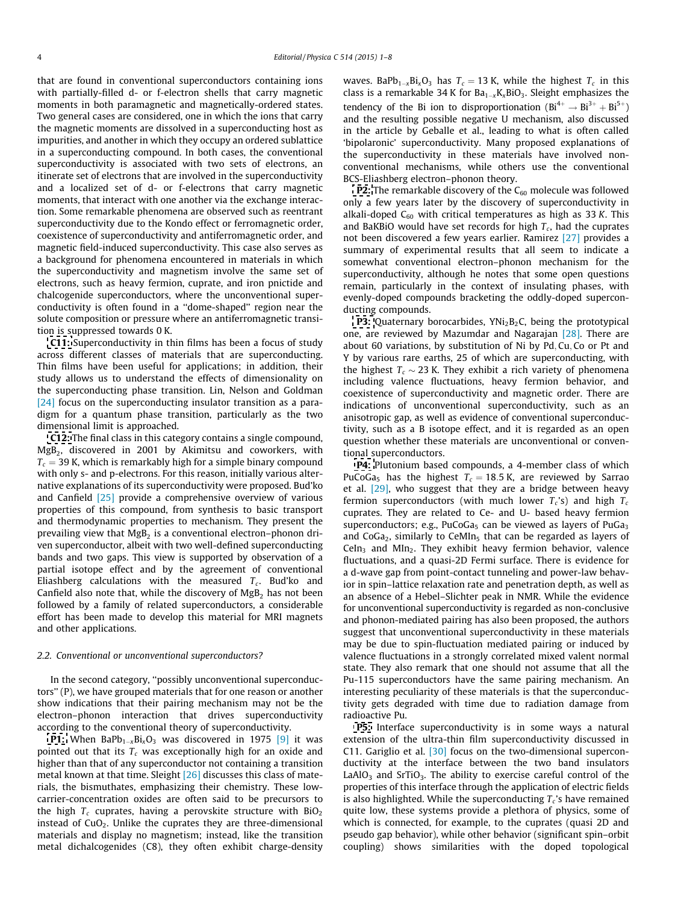that are found in conventional superconductors containing ions with partially-filled d- or f-electron shells that carry magnetic moments in both paramagnetic and magnetically-ordered states. Two general cases are considered, one in which the ions that carry the magnetic moments are dissolved in a superconducting host as impurities, and another in which they occupy an ordered sublattice in a superconducting compound. In both cases, the conventional superconductivity is associated with two sets of electrons, an itinerate set of electrons that are involved in the superconductivity and a localized set of d- or f-electrons that carry magnetic moments, that interact with one another via the exchange interaction. Some remarkable phenomena are observed such as reentrant superconductivity due to the Kondo effect or ferromagnetic order, coexistence of superconductivity and antiferromagnetic order, and magnetic field-induced superconductivity. This case also serves as a background for phenomena encountered in materials in which the superconductivity and magnetism involve the same set of electrons, such as heavy fermion, cuprate, and iron pnictide and chalcogenide superconductors, where the unconventional superconductivity is often found in a "dome-shaped" region near the solute composition or pressure where an antiferromagnetic transition is suppressed towards 0 K.

**C11:** Superconductivity in thin films has been a focus of study across different classes of materials that are superconducting. Thin films have been useful for applications; in addition, their study allows us to understand the effects of dimensionality on the superconducting phase transition. Lin, Nelson and Goldman [24] focus on the superconducting insulator transition as a paradigm for a quantum phase transition, particularly as the two dimensional limit is approached.

**C12:** The final class in this category contains a single compound, $MgB_2$, discovered in 2001 by Akimitsu and coworkers, with $T_c = 39$ K, which is remarkably high for a simple binary compound with only s- and p-electrons. For this reason, initially various alternative explanations of its superconductivity were proposed. Bud'ko and Canfield [25] provide a comprehensive overview of various properties of this compound, from synthesis to basic transport and thermodynamic properties to mechanism. They present the prevailing view that $MgB_2$ is a conventional electron–phonon driven superconductor, albeit with two well-defined superconducting bands and two gaps. This view is supported by observation of a partial isotope effect and by the agreement of conventional Eliashberg calculations with the measured $T_c$. Bud'ko and Canfield also note that, while the discovery of $MgB_2$ has not been followed by a family of related superconductors, a considerable effort has been made to develop this material for MRI magnets and other applications.

### 2.2. Conventional or unconventional superconductors?

In the second category, "possibly unconventional superconductors" (P), we have grouped materials that for one reason or another show indications that their pairing mechanism may not be the electron–phonon interaction that drives superconductivity according to the conventional theory of superconductivity.

**P1:** When $BaPb_{1-x}Bi_xO_3$ was discovered in 1975 [9] it was pointed out that its $T_c$ was exceptionally high for an oxide and higher than that of any superconductor not containing a transition metal known at that time. Sleight [26] discusses this class of materials, the bismuthates, emphasizing their chemistry. These low-carrier-concentration oxides are often said to be precursors to the high $T_c$ cuprates, having a perovskite structure with $BiO_2$ instead of $CuO_2$. Unlike the cuprates they are three-dimensional materials and display no magnetism; instead, like the transition metal dichalcogenides (C8), they often exhibit charge-density waves. $BaPb_{1-x}Bi_xO_3$ has $T_c = 13$ K, while the highest $T_c$ in this class is a remarkable 34 K for $Ba_{1-x}K_xBiO_3$. Sleight emphasizes the tendency of the Bi ion to disproportionation ($Bi^{4+} \rightarrow Bi^{3+} + Bi^{5+}$) and the resulting possible negative U mechanism, also discussed in the article by Geballe et al., leading to what is often called 'bipolaronic' superconductivity. Many proposed explanations of the superconductivity in these materials have involved non-conventional mechanisms, while others use the conventional BCS-Eliashberg electron–phonon theory.

**P2:** The remarkable discovery of the $C_{60}$ molecule was followed only a few years later by the discovery of superconductivity in alkali-doped $C_{60}$ with critical temperatures as high as 33 *K*. This and BaKBiO would have set records for high $T_c$, had the cuprates not been discovered a few years earlier. Ramirez [27] provides a summary of experimental results that all seem to indicate a somewhat conventional electron–phonon mechanism for the superconductivity, although he notes that some open questions remain, particularly in the context of insulating phases, with evenly-doped compounds bracketing the oddly-doped superconducting compounds.

**P3:** Quaternary borocarbides, $YNi_2B_2C$, being the prototypical one, are reviewed by Mazumdar and Nagarajan [28]. There are about 60 variations, by substitution of Ni by Pd, Cu, Co or Pt and Y by various rare earths, 25 of which are superconducting, with the highest $T_c \sim 23$ K. They exhibit a rich variety of phenomena including valence fluctuations, heavy fermion behavior, and coexistence of superconductivity and magnetic order. There are indications of unconventional superconductivity, such as an anisotropic gap, as well as evidence of conventional superconductivity, such as a B isotope effect, and it is regarded as an open question whether these materials are unconventional or conventional superconductors.

**P4:** Plutonium based compounds, a 4-member class of which $PuCoGa_5$ has the highest $T_c = 18.5$ K, are reviewed by Sarrao et al. [29], who suggest that they are a bridge between heavy fermion superconductors (with much lower $T_c$'s) and high $T_c$ cuprates. They are related to Ce- and U- based heavy fermion superconductors; e.g., $PuCoGa_5$ can be viewed as layers of $PuGa_3$ and $CoGa_2$, similarly to $CeMIn_5$ that can be regarded as layers of $CeIn_3$ and $MIn_2$. They exhibit heavy fermion behavior, valence fluctuations, and a quasi-2D Fermi surface. There is evidence for a d-wave gap from point-contact tunneling and power-law behavior in spin–lattice relaxation rate and penetration depth, as well as an absence of a Hebel–Slichter peak in NMR. While the evidence for unconventional superconductivity is regarded as non-conclusive and phonon-mediated pairing has also been proposed, the authors suggest that unconventional superconductivity in these materials may be due to spin-fluctuation mediated pairing or induced by valence fluctuations in a strongly correlated mixed valent normal state. They also remark that one should not assume that all the Pu-115 superconductors have the same pairing mechanism. An interesting peculiarity of these materials is that the superconductivity gets degraded with time due to radiation damage from radioactive Pu.

**P5:** Interface superconductivity is in some ways a natural extension of the ultra-thin film superconductivity discussed in C11. Gariglio et al. [30] focus on the two-dimensional superconductivity at the interface between the two band insulators $LaAlO_3$ and $SrTiO_3$. The ability to exercise careful control of the properties of this interface through the application of electric fields is also highlighted. While the superconducting $T_c$ has remained quite low, these systems provide a plethora of physics, some of which is connected, for example, to the cuprates (quasi 2D and pseudo gap behavior), while other behavior (significant spin–orbit coupling) shows similarities with the doped topological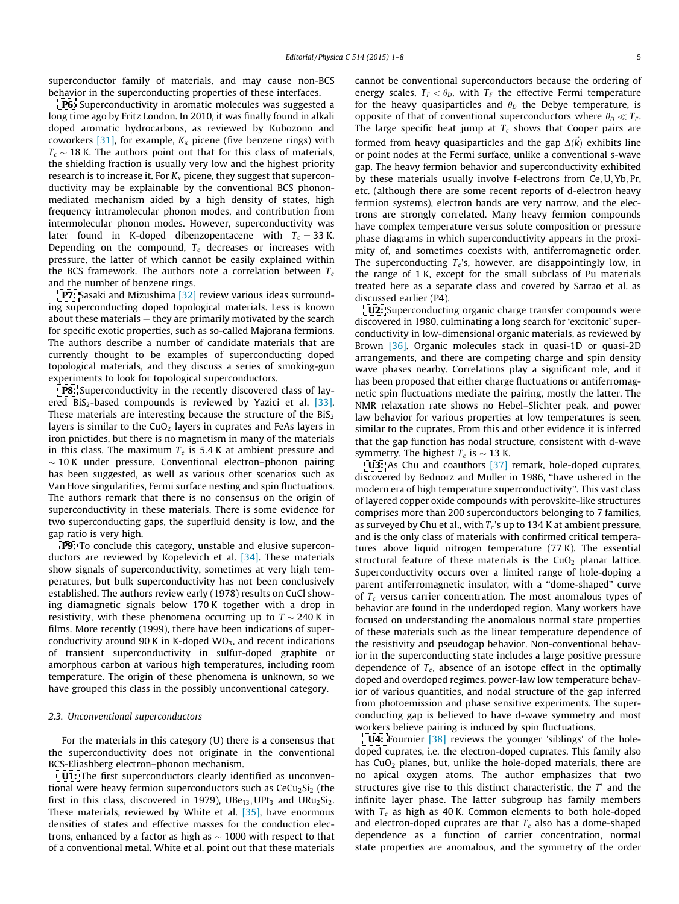superconductor family of materials, and may cause non-BCS behavior in the superconducting properties of these interfaces.

**P6:** Superconductivity in aromatic molecules was suggested a long time ago by Fritz London. In 2010, it was finally found in alkali doped aromatic hydrocarbons, as reviewed by Kubozono and coworkers [31], for example, $K_x$ picene (five benzene rings) with $T_c \sim 18$ K. The authors point out that for this class of materials, the shielding fraction is usually very low and the highest priority research is to increase it. For $K_x$ picene, they suggest that superconductivity may be explainable by the conventional BCS phonon-mediated mechanism aided by a high density of states, high frequency intramolecular phonon modes, and contribution from intermolecular phonon modes. However, superconductivity was later found in K-doped dibenzopentacene with $T_c = 33$ K. Depending on the compound, $T_c$ decreases or increases with pressure, the latter of which cannot be easily explained within the BCS framework. The authors note a correlation between $T_c$ and the number of benzene rings.

**P7:** Sasaki and Mizushima [32] review various ideas surrounding superconducting doped topological materials. Less is known about these materials — they are primarily motivated by the search for specific exotic properties, such as so-called Majorana fermions. The authors describe a number of candidate materials that are currently thought to be examples of superconducting doped topological materials, and they discuss a series of smoking-gun experiments to look for topological superconductors.

**P8:** Superconductivity in the recently discovered class of layered $BiS_2$-based compounds is reviewed by Yazici et al. [33]. These materials are interesting because the structure of the $BiS_2$ layers is similar to the $CuO_2$ layers in cuprates and FeAs layers in iron pnictides, but there is no magnetism in many of the materials in this class. The maximum $T_c$ is 5.4 K at ambient pressure and $\sim 10$ K under pressure. Conventional electron–phonon pairing has been suggested, as well as various other scenarios such as Van Hove singularities, Fermi surface nesting and spin fluctuations. The authors remark that there is no consensus on the origin of superconductivity in these materials. There is some evidence for two superconducting gaps, the superfluid density is low, and the gap ratio is very high.

**P9:** To conclude this category, unstable and elusive superconductors are reviewed by Kopelevich et al. [34]. These materials show signals of superconductivity, sometimes at very high temperatures, but bulk superconductivity has not been conclusively established. The authors review early (1978) results on CuCl showing diamagnetic signals below 170 K together with a drop in resistivity, with these phenomena occurring up to $T \sim 240$ K in films. More recently (1999), there have been indications of superconductivity around 90 K in K-doped $WO_3$, and recent indications of transient superconductivity in sulfur-doped graphite or amorphous carbon at various high temperatures, including room temperature. The origin of these phenomena is unknown, so we have grouped this class in the possibly unconventional category.

### 2.3. Unconventional superconductors

For the materials in this category (U) there is a consensus that the superconductivity does not originate in the conventional BCS-Eliashberg electron–phonon mechanism.

**U1:** The first superconductors clearly identified as unconventional were heavy fermion superconductors such as $CeCu_2Si_2$ (the first in this class, discovered in 1979), $UBe_{13}$, $UPt_3$ and $URu_2Si_2$. These materials, reviewed by White et al. [35], have enormous densities of states and effective masses for the conduction electrons, enhanced by a factor as high as $\sim 1000$ with respect to that of a conventional metal. White et al. point out that these materials cannot be conventional superconductors because the ordering of energy scales, $T_F < \theta_D$, with $T_F$ the effective Fermi temperature for the heavy quasiparticles and $\theta_D$ the Debye temperature, is opposite of that of conventional superconductors where $\theta_D \ll T_F$. The large specific heat jump at $T_c$ shows that Cooper pairs are formed from heavy quasiparticles and the gap $\Delta(\vec{k})$ exhibits line or point nodes at the Fermi surface, unlike a conventional s-wave gap. The heavy fermion behavior and superconductivity exhibited by these materials usually involve f-electrons from Ce, U, Yb, Pr, etc. (although there are some recent reports of d-electron heavy fermion systems), electron bands are very narrow, and the electrons are strongly correlated. Many heavy fermion compounds have complex temperature versus solute composition or pressure phase diagrams in which superconductivity appears in the proximity of, and sometimes coexists with, antiferromagnetic order. The superconducting $T_c$'s, however, are disappointingly low, in the range of 1 K, except for the small subclass of Pu materials treated here as a separate class and covered by Sarrao et al. as discussed earlier (P4).

**U2:** Superconducting organic charge transfer compounds were discovered in 1980, culminating a long search for 'excitonic' superconductivity in low-dimensional organic materials, as reviewed by Brown [36]. Organic molecules stack in quasi-1D or quasi-2D arrangements, and there are competing charge and spin density wave phases nearby. Correlations play a significant role, and it has been proposed that either charge fluctuations or antiferromagnetic spin fluctuations mediate the pairing, mostly the latter. The NMR relaxation rate shows no Hebel–Slichter peak, and power law behavior for various properties at low temperatures is seen, similar to the cuprates. From this and other evidence it is inferred that the gap function has nodal structure, consistent with d-wave symmetry. The highest $T_c$ is $\sim 13$ K.

**U3:** As Chu and coauthors [37] remark, hole-doped cuprates, discovered by Bednorz and Muller in 1986, "have ushered in the modern era of high temperature superconductivity". This vast class of layered copper oxide compounds with perovskite-like structures comprises more than 200 superconductors belonging to 7 families, as surveyed by Chu et al., with $T_c$'s up to 134 K at ambient pressure, and is the only class of materials with confirmed critical temperatures above liquid nitrogen temperature (77 K). The essential structural feature of these materials is the $CuO_2$ planar lattice. Superconductivity occurs over a limited range of hole-doping a parent antiferromagnetic insulator, with a "dome-shaped" curve of $T_c$ versus carrier concentration. The most anomalous types of behavior are found in the underdoped region. Many workers have focused on understanding the anomalous normal state properties of these materials such as the linear temperature dependence of the resistivity and pseudogap behavior. Non-conventional behavior in the superconducting state includes a large positive pressure dependence of $T_c$, absence of an isotope effect in the optimally doped and overdoped regimes, power-law low temperature behavior of various quantities, and nodal structure of the gap inferred from photoemission and phase sensitive experiments. The superconducting gap is believed to have d-wave symmetry and most workers believe pairing is induced by spin fluctuations.

**U4:** Fournier [38] reviews the younger 'siblings' of the hole-doped cuprates, i.e. the electron-doped cuprates. This family also has $CuO_2$ planes, but, unlike the hole-doped materials, there are no apical oxygen atoms. The author emphasizes that two structures give rise to this distinct characteristic, the $T'$ and the infinite layer phase. The latter subgroup has family members with $T_c$ as high as 40 K. Common elements to both hole-doped and electron-doped cuprates are that $T_c$ also has a dome-shaped dependence as a function of carrier concentration, normal state properties are anomalous, and the symmetry of the order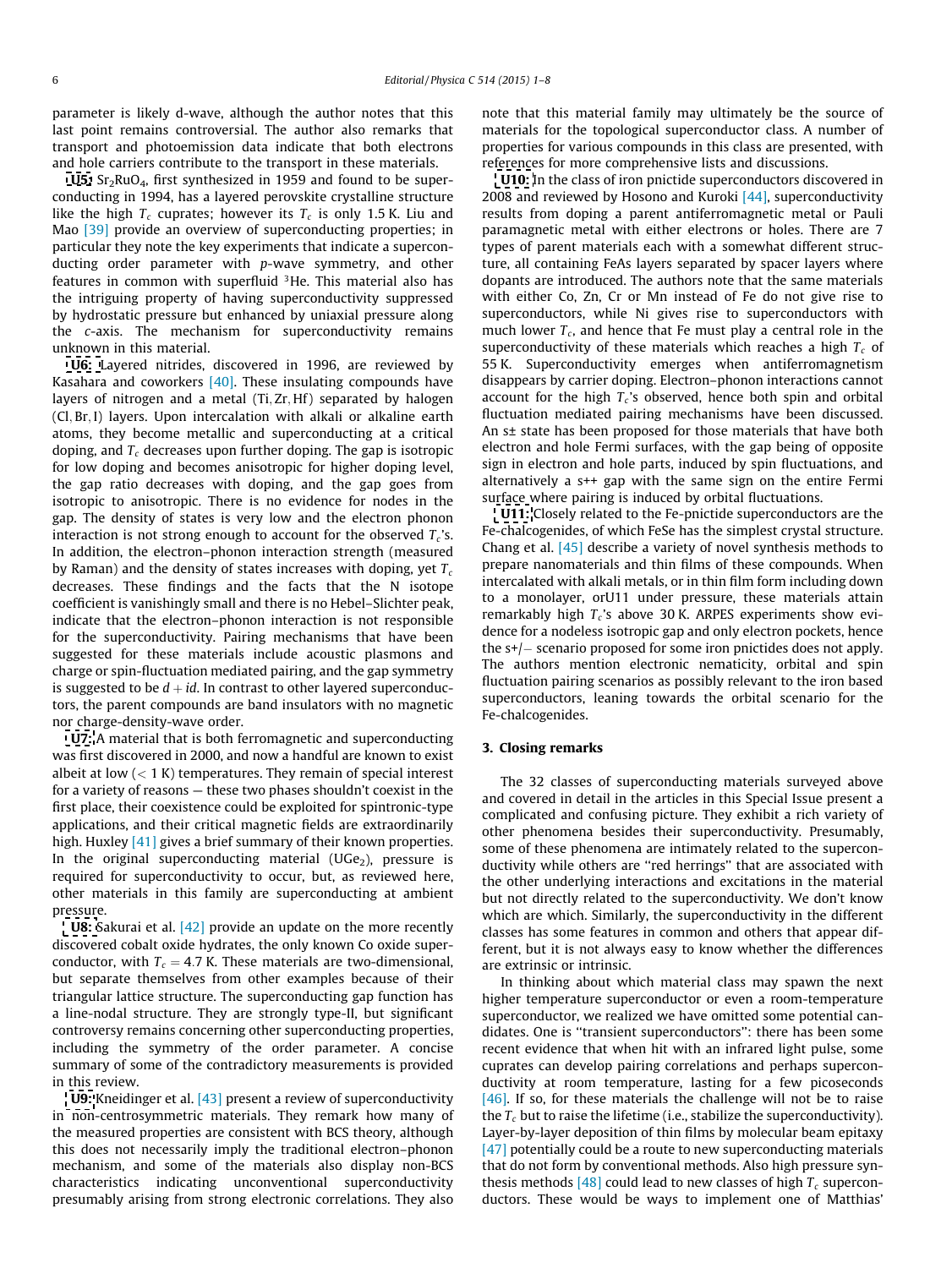parameter is likely d-wave, although the author notes that this last point remains controversial. The author also remarks that transport and photoemission data indicate that both electrons and hole carriers contribute to the transport in these materials.

**U5:** $Sr_2RuO_4$, first synthesized in 1959 and found to be superconducting in 1994, has a layered perovskite crystalline structure like the high $T_c$ cuprates; however its $T_c$ is only 1.5 K. Liu and Mao [39] provide an overview of superconducting properties; in particular they note the key experiments that indicate a superconducting order parameter with *p*-wave symmetry, and other features in common with superfluid $^3$He. This material also has the intriguing property of having superconductivity suppressed by hydrostatic pressure but enhanced by uniaxial pressure along the *c*-axis. The mechanism for superconductivity remains unknown in this material.

**U6:** Layered nitrides, discovered in 1996, are reviewed by Kasahara and coworkers [40]. These insulating compounds have layers of nitrogen and a metal (Ti, Zr, Hf) separated by halogen (Cl, Br, I) layers. Upon intercalation with alkali or alkaline earth atoms, they become metallic and superconducting at a critical doping, and $T_c$ decreases upon further doping. The gap is isotropic for low doping and becomes anisotropic for higher doping level, the gap ratio decreases with doping, and the gap goes from isotropic to anisotropic. There is no evidence for nodes in the gap. The density of states is very low and the electron phonon interaction is not strong enough to account for the observed $T_c$'s. In addition, the electron–phonon interaction strength (measured by Raman) and the density of states increases with doping, yet $T_c$ decreases. These findings and the facts that the N isotope coefficient is vanishingly small and there is no Hebel–Slichter peak, indicate that the electron–phonon interaction is not responsible for the superconductivity. Pairing mechanisms that have been suggested for these materials include acoustic plasmons and charge or spin-fluctuation mediated pairing, and the gap symmetry is suggested to be $d + id$. In contrast to other layered superconductors, the parent compounds are band insulators with no magnetic nor charge-density-wave order.

**U7:** A material that is both ferromagnetic and superconducting was first discovered in 2000, and now a handful are known to exist albeit at low (< 1 K) temperatures. They remain of special interest for a variety of reasons — these two phases shouldn't coexist in the first place, their coexistence could be exploited for spintronic-type applications, and their critical magnetic fields are extraordinarily high. Huxley [41] gives a brief summary of their known properties. In the original superconducting material ($UGe_2$), pressure is required for superconductivity to occur, but, as reviewed here, other materials in this family are superconducting at ambient pressure.

**U8:** Sakurai et al. [42] provide an update on the more recently discovered cobalt oxide hydrates, the only known Co oxide superconductor, with $T_c = 4.7$ K. These materials are two-dimensional, but separate themselves from other examples because of their triangular lattice structure. The superconducting gap function has a line-nodal structure. They are strongly type-II, but significant controversy remains concerning other superconducting properties, including the symmetry of the order parameter. A concise summary of some of the contradictory measurements is provided in this review.

**U9:** Kneidinger et al. [43] present a review of superconductivity in non-centrosymmetric materials. They remark how many of the measured properties are consistent with BCS theory, although this does not necessarily imply the traditional electron–phonon mechanism, and some of the materials also display non-BCS characteristics indicating unconventional superconductivity presumably arising from strong electronic correlations. They also note that this material family may ultimately be the source of materials for the topological superconductor class. A number of properties for various compounds in this class are presented, with references for more comprehensive lists and discussions.

**U10:** In the class of iron pnictide superconductors discovered in 2008 and reviewed by Hosono and Kuroki [44], superconductivity results from doping a parent antiferromagnetic metal or Pauli paramagnetic metal with either electrons or holes. There are 7 types of parent materials each with a somewhat different structure, all containing FeAs layers separated by spacer layers where dopants are introduced. The authors note that the same materials with either Co, Zn, Cr or Mn instead of Fe do not give rise to superconductors, while Ni gives rise to superconductors with much lower $T_c$, and hence that Fe must play a central role in the superconductivity of these materials which reaches a high $T_c$ of 55 K. Superconductivity emerges when antiferromagnetism disappears by carrier doping. Electron–phonon interactions cannot account for the high $T_c$'s observed, hence both spin and orbital fluctuation mediated pairing mechanisms have been discussed. An s± state has been proposed for those materials that have both electron and hole Fermi surfaces, with the gap being of opposite sign in electron and hole parts, induced by spin fluctuations, and alternatively a s++ gap with the same sign on the entire Fermi surface where pairing is induced by orbital fluctuations.

**U11:** Closely related to the Fe-pnictide superconductors are the Fe-chalcogenides, of which FeSe has the simplest crystal structure. Chang et al. [45] describe a variety of novel synthesis methods to prepare nanomaterials and thin films of these compounds. When intercalated with alkali metals, or in thin film form including down to a monolayer, orU11 under pressure, these materials attain remarkably high $T_c$'s above 30 K. ARPES experiments show evidence for a nodeless isotropic gap and only electron pockets, hence the s+/− scenario proposed for some iron pnictides does not apply. The authors mention electronic nematicity, orbital and spin fluctuation pairing scenarios as possibly relevant to the iron based superconductors, leaning towards the orbital scenario for the Fe-chalcogenides.

## 3. Closing remarks

The 32 classes of superconducting materials surveyed above and covered in detail in the articles in this Special Issue present a complicated and confusing picture. They exhibit a rich variety of other phenomena besides their superconductivity. Presumably, some of these phenomena are intimately related to the superconductivity while others are "red herrings" that are associated with the other underlying interactions and excitations in the material but not directly related to the superconductivity. We don't know which are which. Similarly, the superconductivity in the different classes has some features in common and others that appear different, but it is not always easy to know whether the differences are extrinsic or intrinsic.

In thinking about which material class may spawn the next higher temperature superconductor or even a room-temperature superconductor, we realized we have omitted some potential candidates. One is "transient superconductors": there has been some recent evidence that when hit with an infrared light pulse, some cuprates can develop pairing correlations and perhaps superconductivity at room temperature, lasting for a few picoseconds [46]. If so, for these materials the challenge will not be to raise the $T_c$ but to raise the lifetime (i.e., stabilize the superconductivity). Layer-by-layer deposition of thin films by molecular beam epitaxy [47] potentially could be a route to new superconducting materials that do not form by conventional methods. Also high pressure synthesis methods [48] could lead to new classes of high $T_c$ superconductors. These would be ways to implement one of Matthias'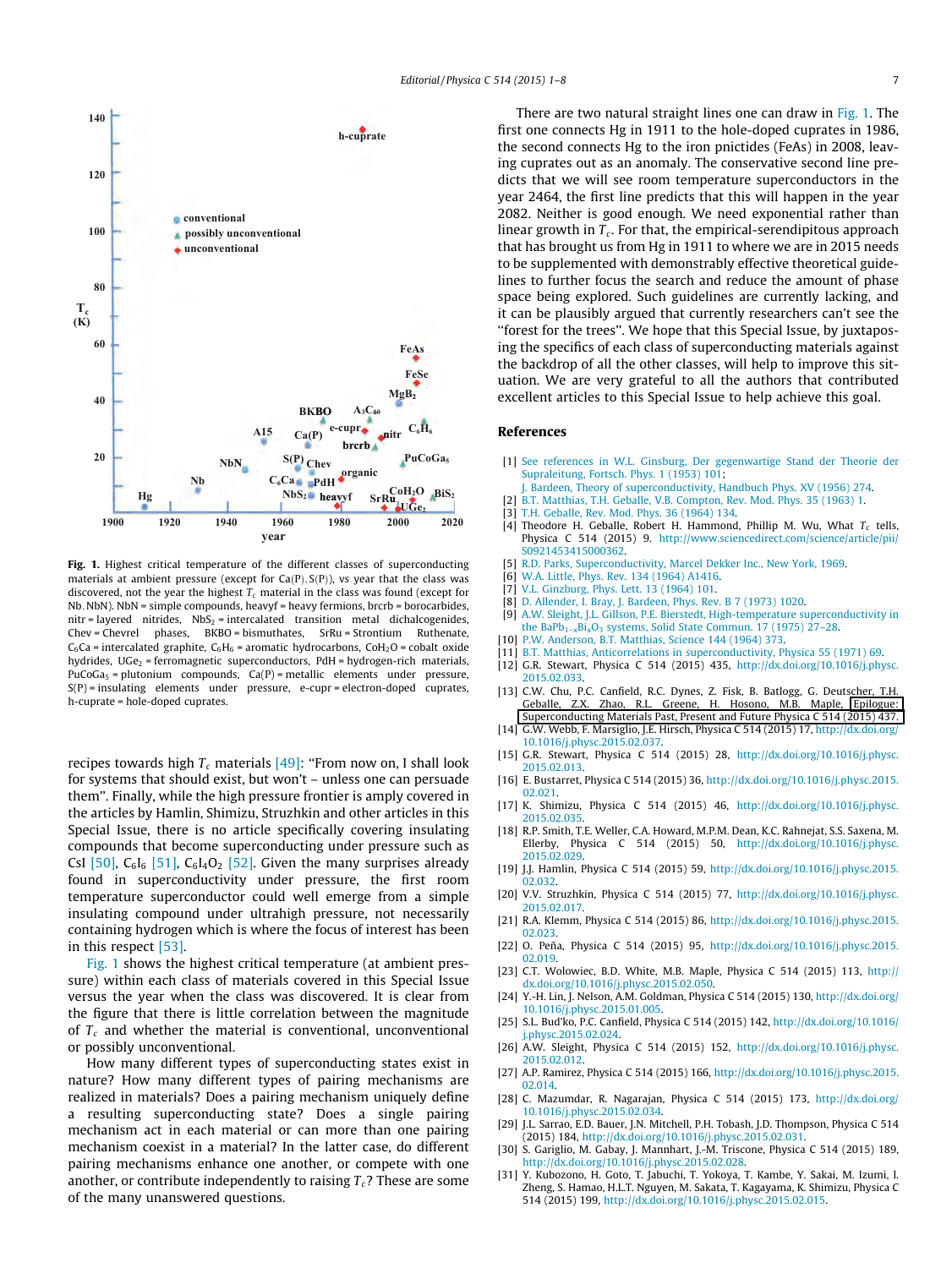Fig. 1. Highest critical temperature of the different classes of superconducting materials at ambient pressure (except for Ca(P), S(P)), vs year that the class was discovered, not the year the highest $T_c$ material in the class was found (except for Nb, NbN). NbN = simple compounds, heavyf = heavy fermions, brcrb = borocarbides, nitr = layered nitrides, $NbS_2$ = intercalated transition metal dichalcogenides, Chev = Chevrel phases, BKBO = bismuthates, SrRu = Strontium Ruthenate, $C_6Ca$ = intercalated graphite, $C_6H_6$ = aromatic hydrocarbons, $CoH_2O$ = cobalt oxide hydrides, $UGe_2$ = ferromagnetic superconductors, PdH = hydrogen-rich materials, $PuCoGa_5$ = plutonium compounds, Ca(P) = metallic elements under pressure, S(P) = insulating elements under pressure, e-cupr = electron-doped cuprates, h-cuprate = hole-doped cuprates.

recipes towards high $T_c$ materials [49]: "From now on, I shall look for systems that should exist, but won't – unless one can persuade them". Finally, while the high pressure frontier is amply covered in the articles by Hamlin, Shimizu, Struzhkin and other articles in this Special Issue, there is no article specifically covering insulating compounds that become superconducting under pressure such as CsI [50], $C_6I_6$ [51], $C_6I_4O_2$ [52]. Given the many surprises already found in superconductivity under pressure, the first room temperature superconductor could well emerge from a simple insulating compound under ultrahigh pressure, not necessarily containing hydrogen which is where the focus of interest has been in this respect [53].

Fig. 1 shows the highest critical temperature (at ambient pressure) within each class of materials covered in this Special Issue versus the year when the class was discovered. It is clear from the figure that there is little correlation between the magnitude of $T_c$ and whether the material is conventional, unconventional or possibly unconventional.

How many different types of superconducting states exist in nature? How many different types of pairing mechanisms are realized in materials? Does a pairing mechanism uniquely define a resulting superconducting state? Does a single pairing mechanism act in each material or can more than one pairing mechanism coexist in a material? In the latter case, do different pairing mechanisms enhance one another, or compete with one another, or contribute independently to raising $T_c$? These are some of the many unanswered questions.

There are two natural straight lines one can draw in Fig. 1. The first one connects Hg in 1911 to the hole-doped cuprates in 1986, the second connects Hg to the iron pnictides (FeAs) in 2008, leaving cuprates out as an anomaly. The conservative second line predicts that we will see room temperature superconductors in the year 2464, the first line predicts that this will happen in the year 2082. Neither is good enough. We need exponential rather than linear growth in $T_c$. For that, the empirical-serendipitous approach that has brought us from Hg in 1911 to where we are in 2015 needs to be supplemented with demonstrably effective theoretical guidelines to further focus the search and reduce the amount of phase space being explored. Such guidelines are currently lacking, and it can be plausibly argued that currently researchers can't see the "forest for the trees". We hope that this Special Issue, by juxtaposing the specifics of each class of superconducting materials against the backdrop of all the other classes, will help to improve this situation. We are very grateful to all the authors that contributed excellent articles to this Special Issue to help achieve this goal.

## References

[1] See references in W.L. Ginsburg, Der gegenwartige Stand der Theorie der Supraleitung, Fortsch. Phys. 1 (1953) 101;
J. Bardeen, Theory of superconductivity, Handbuch Phys. XV (1956) 274.

[2] B.T. Matthias, T.H. Geballe, V.B. Compton, Rev. Mod. Phys. 35 (1963) 1.

[3] T.H. Geballe, Rev. Mod. Phys. 36 (1964) 134.

[4] Theodore H. Geballe, Robert H. Hammond, Phillip M. Wu, What $T_c$ tells, Physica C 514 (2015) 9. http://www.sciencedirect.com/science/article/pii/S0921453415000362.

[5] R.D. Parks, Superconductivity, Marcel Dekker Inc., New York, 1969.

[6] W.A. Little, Phys. Rev. 134 (1964) A1416.

[7] V.L. Ginzburg, Phys. Lett. 13 (1964) 101.

[8] D. Allender, J. Bray, J. Bardeen, Phys. Rev. B 7 (1973) 1020.

[9] A.W. Sleight, J.L. Gillson, P.E. Bierstedt, High-temperature superconductivity in the $BaPb_{1-x}Bi_xO_3$ systems, Solid State Commun. 17 (1975) 27–28.

[10] P.W. Anderson, B.T. Matthias, Science 144 (1964) 373.

[11] B.T. Matthias, Anticorrelations in superconductivity, Physica 55 (1971) 69.

[12] G.R. Stewart, Physica C 514 (2015) 435, http://dx.doi.org/10.1016/j.physc.2015.02.033.

[13] C.W. Chu, P.C. Canfield, R.C. Dynes, Z. Fisk, B. Batlogg, G. Deutscher, T.H. Geballe, Z.X. Zhao, R.L. Greene, H. Hosono, M.B. Maple, Epilogue: Superconducting Materials Past, Present and Future Physica C 514 (2015) 437.

[14] G.W. Webb, F. Marsiglio, J.E. Hirsch, Physica C 514 (2015) 17, http://dx.doi.org/10.1016/j.physc.2015.02.037.

[15] G.R. Stewart, Physica C 514 (2015) 28, http://dx.doi.org/10.1016/j.physc.2015.02.013.

[16] E. Bustarret, Physica C 514 (2015) 36, http://dx.doi.org/10.1016/j.physc.2015.02.021.

[17] K. Shimizu, Physica C 514 (2015) 46, http://dx.doi.org/10.1016/j.physc.2015.02.035.

[18] R.P. Smith, T.E. Weller, C.A. Howard, M.P.M. Dean, K.C. Rahnejat, S.S. Saxena, M. Ellerby, Physica C 514 (2015) 50, http://dx.doi.org/10.1016/j.physc.2015.02.029.

[19] J.J. Hamlin, Physica C 514 (2015) 59, http://dx.doi.org/10.1016/j.physc.2015.02.032.

[20] V.V. Struzhkin, Physica C 514 (2015) 77, http://dx.doi.org/10.1016/j.physc.2015.02.017.

[21] R.A. Klemm, Physica C 514 (2015) 86, http://dx.doi.org/10.1016/j.physc.2015.02.023.

[22] O. Peña, Physica C 514 (2015) 95, http://dx.doi.org/10.1016/j.physc.2015.02.019.

[23] C.T. Wolowiec, B.D. White, M.B. Maple, Physica C 514 (2015) 113, http://dx.doi.org/10.1016/j.physc.2015.02.050.

[24] Y.-H. Lin, J. Nelson, A.M. Goldman, Physica C 514 (2015) 130, http://dx.doi.org/10.1016/j.physc.2015.01.005.

[25] S.L. Bud'ko, P.C. Canfield, Physica C 514 (2015) 142, http://dx.doi.org/10.1016/j.physc.2015.02.024.

[26] A.W. Sleight, Physica C 514 (2015) 152, http://dx.doi.org/10.1016/j.physc.2015.02.012.

[27] A.P. Ramirez, Physica C 514 (2015) 166, http://dx.doi.org/10.1016/j.physc.2015.02.014.

[28] C. Mazumdar, R. Nagarajan, Physica C 514 (2015) 173, http://dx.doi.org/10.1016/j.physc.2015.02.034.

[29] J.L. Sarrao, E.D. Bauer, J.N. Mitchell, P.H. Tobash, J.D. Thompson, Physica C 514 (2015) 184, http://dx.doi.org/10.1016/j.physc.2015.02.031.

[30] S. Gariglio, M. Gabay, J. Mannhart, J.-M. Triscone, Physica C 514 (2015) 189, http://dx.doi.org/10.1016/j.physc.2015.02.028.

[31] Y. Kubozono, H. Goto, T. Jabuchi, T. Yokoya, T. Kambe, Y. Sakai, M. Izumi, L. Zheng, S. Hamao, H.L.T. Nguyen, M. Sakata, T. Kagayama, K. Shimizu, Physica C 514 (2015) 199, http://dx.doi.org/10.1016/j.physc.2015.02.015.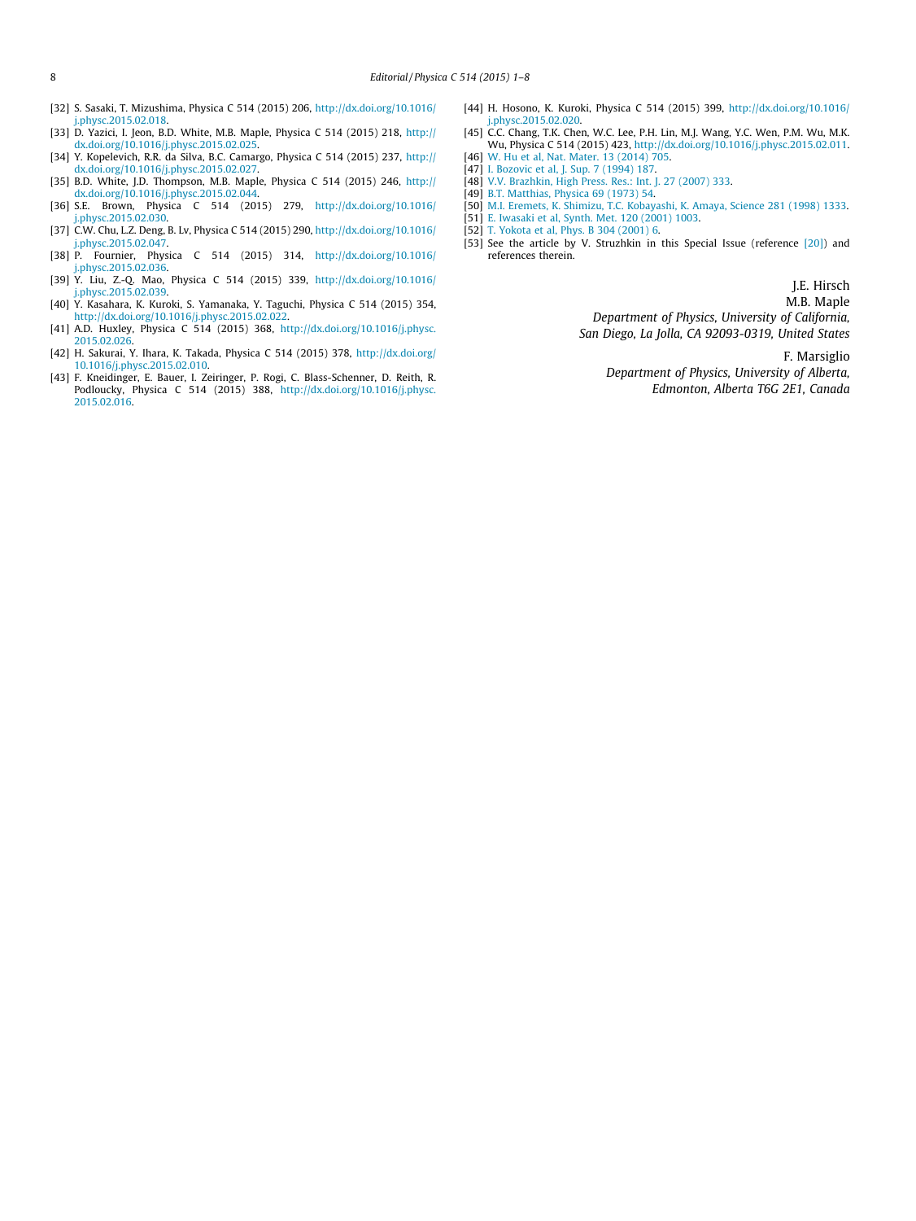[32] S. Sasaki, T. Mizushima, Physica C 514 (2015) 206, http://dx.doi.org/10.1016/j.physc.2015.02.018.

[33] D. Yazici, I. Jeon, B.D. White, M.B. Maple, Physica C 514 (2015) 218, http://dx.doi.org/10.1016/j.physc.2015.02.025.

[34] Y. Kopelevich, R.R. da Silva, B.C. Camargo, Physica C 514 (2015) 237, http://dx.doi.org/10.1016/j.physc.2015.02.027.

[35] B.D. White, J.D. Thompson, M.B. Maple, Physica C 514 (2015) 246, http://dx.doi.org/10.1016/j.physc.2015.02.044.

[36] S.E. Brown, Physica C 514 (2015) 279, http://dx.doi.org/10.1016/j.physc.2015.02.030.

[37] C.W. Chu, L.Z. Deng, B. Lv, Physica C 514 (2015) 290, http://dx.doi.org/10.1016/j.physc.2015.02.047.

[38] P. Fournier, Physica C 514 (2015) 314, http://dx.doi.org/10.1016/j.physc.2015.02.036.

[39] Y. Liu, Z.-Q. Mao, Physica C 514 (2015) 339, http://dx.doi.org/10.1016/j.physc.2015.02.039.

[40] Y. Kasahara, K. Kuroki, S. Yamanaka, Y. Taguchi, Physica C 514 (2015) 354, http://dx.doi.org/10.1016/j.physc.2015.02.022.

[41] A.D. Huxley, Physica C 514 (2015) 368, http://dx.doi.org/10.1016/j.physc.2015.02.026.

[42] H. Sakurai, Y. Ihara, K. Takada, Physica C 514 (2015) 378, http://dx.doi.org/10.1016/j.physc.2015.02.010.

[43] F. Kneidinger, E. Bauer, I. Zeiringer, P. Rogi, C. Blass-Schenner, D. Reith, R. Podloucky, Physica C 514 (2015) 388, http://dx.doi.org/10.1016/j.physc.2015.02.016.

[44] H. Hosono, K. Kuroki, Physica C 514 (2015) 399, http://dx.doi.org/10.1016/j.physc.2015.02.020.

[45] C.C. Chang, T.K. Chen, W.C. Lee, P.H. Lin, M.J. Wang, Y.C. Wen, P.M. Wu, M.K. Wu, Physica C 514 (2015) 423, http://dx.doi.org/10.1016/j.physc.2015.02.011.

[46] W. Hu et al, Nat. Mater. 13 (2014) 705.

[47] I. Bozovic et al, J. Sup. 7 (1994) 187.

[48] V.V. Brazhkin, High Press. Res.: Int. J. 27 (2007) 333.

[49] B.T. Matthias, Physica 69 (1973) 54.

[50] M.I. Eremets, K. Shimizu, T.C. Kobayashi, K. Amaya, Science 281 (1998) 1333.

[51] E. Iwasaki et al, Synth. Met. 120 (2001) 1003.

[52] T. Yokota et al, Phys. B 304 (2001) 6.

[53] See the article by V. Struzhkin in this Special Issue (reference [20]) and references therein.

J.E. Hirsch

M.B. Maple

*Department of Physics, University of California, San Diego, La Jolla, CA 92093-0319, United States*

F. Marsiglio

*Department of Physics, University of Alberta, Edmonton, Alberta T6G 2E1, Canada*